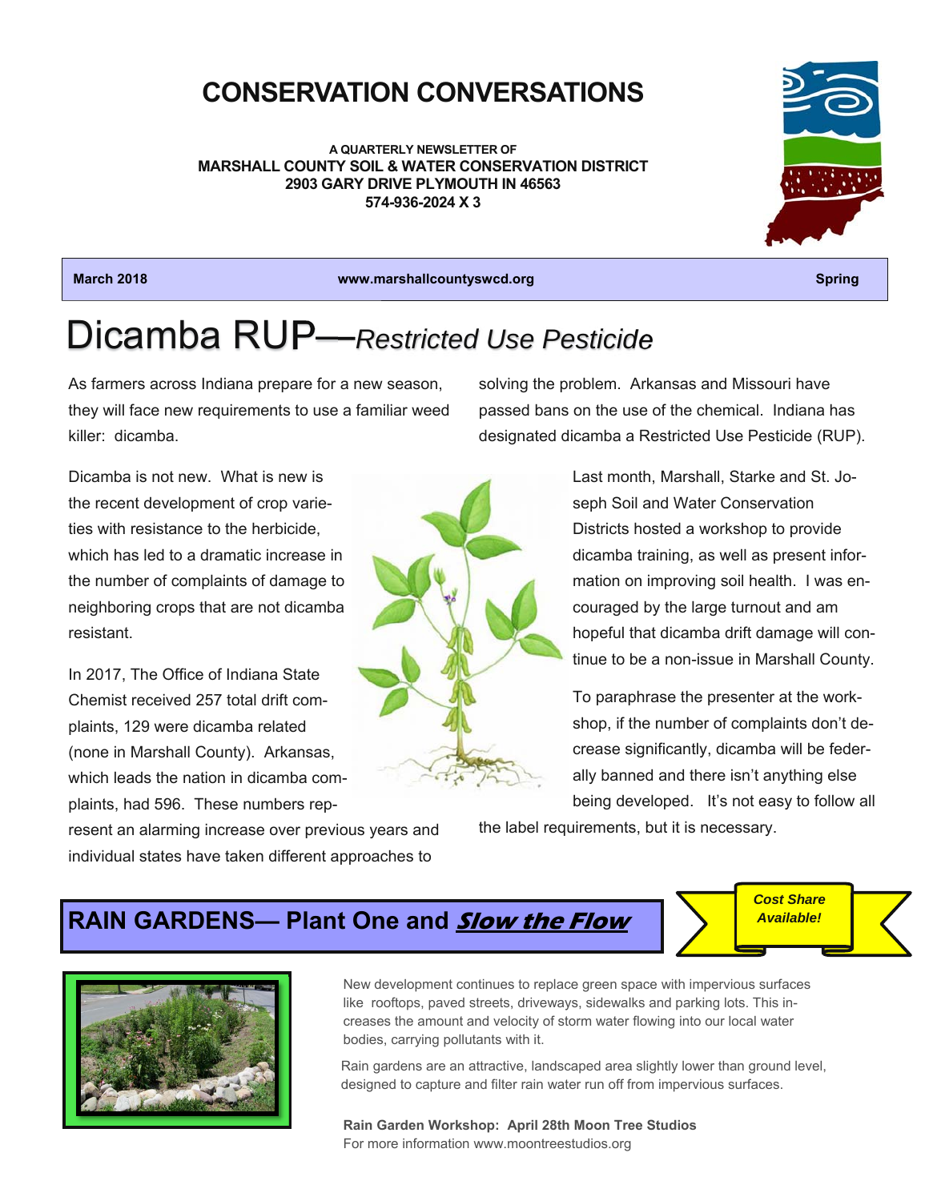# CONSERVATION CONVERSATIONS

**A QUARTERLY NEWSLETTER OF**
**MARSHALL COUNTY SOIL & WATER CONSERVATION DISTRICT**
**2903 GARY DRIVE PLYMOUTH IN 46563**
**574-936-2024 X 3**

**March 2018** | **www.marshallcountyswcd.org** | **Spring**

## Dicamba RUP—*Restricted Use Pesticide*

As farmers across Indiana prepare for a new season, they will face new requirements to use a familiar weed killer: dicamba.

Dicamba is not new. What is new is the recent development of crop varieties with resistance to the herbicide, which has led to a dramatic increase in the number of complaints of damage to neighboring crops that are not dicamba resistant.

In 2017, The Office of Indiana State Chemist received 257 total drift complaints, 129 were dicamba related (none in Marshall County). Arkansas, which leads the nation in dicamba complaints, had 596. These numbers represent an alarming increase over previous years and individual states have taken different approaches to solving the problem. Arkansas and Missouri have passed bans on the use of the chemical. Indiana has designated dicamba a Restricted Use Pesticide (RUP).

Last month, Marshall, Starke and St. Joseph Soil and Water Conservation Districts hosted a workshop to provide dicamba training, as well as present information on improving soil health. I was encouraged by the large turnout and am hopeful that dicamba drift damage will continue to be a non-issue in Marshall County.

To paraphrase the presenter at the workshop, if the number of complaints don't decrease significantly, dicamba will be federally banned and there isn't anything else being developed. It's not easy to follow all the label requirements, but it is necessary.

## RAIN GARDENS— Plant One and *Slow the Flow*

***Cost Share Available!***

New development continues to replace green space with impervious surfaces like rooftops, paved streets, driveways, sidewalks and parking lots. This increases the amount and velocity of storm water flowing into our local water bodies, carrying pollutants with it.

Rain gardens are an attractive, landscaped area slightly lower than ground level, designed to capture and filter rain water run off from impervious surfaces.

**Rain Garden Workshop: April 28th Moon Tree Studios**
For more information www.moontreestudios.org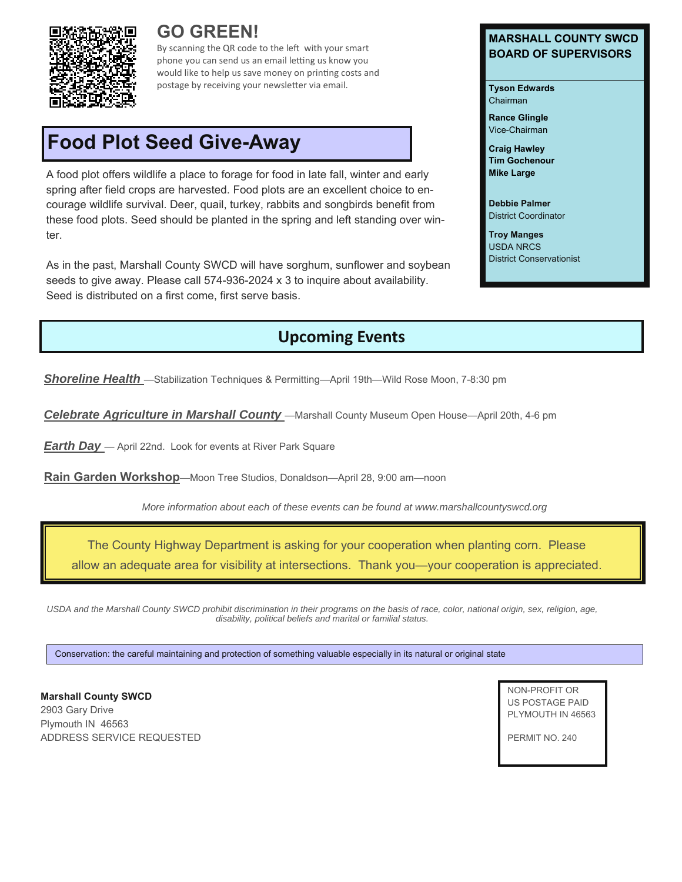## GO GREEN!

By scanning the QR code to the left with your smart phone you can send us an email letting us know you would like to help us save money on printing costs and postage by receiving your newsletter via email.

## Food Plot Seed Give-Away

A food plot offers wildlife a place to forage for food in late fall, winter and early spring after field crops are harvested. Food plots are an excellent choice to encourage wildlife survival. Deer, quail, turkey, rabbits and songbirds benefit from these food plots. Seed should be planted in the spring and left standing over winter.

As in the past, Marshall County SWCD will have sorghum, sunflower and soybean seeds to give away. Please call 574-936-2024 x 3 to inquire about availability. Seed is distributed on a first come, first serve basis.

**MARSHALL COUNTY SWCD BOARD OF SUPERVISORS**

**Tyson Edwards**
Chairman

**Rance Glingle**
Vice-Chairman

**Craig Hawley**
**Tim Gochenour**
**Mike Large**

**Debbie Palmer**
District Coordinator

**Troy Manges**
USDA NRCS
District Conservationist

## Upcoming Events

***Shoreline Health*** —Stabilization Techniques & Permitting—April 19th—Wild Rose Moon, 7-8:30 pm

***Celebrate Agriculture in Marshall County*** —Marshall County Museum Open House—April 20th, 4-6 pm

***Earth Day*** — April 22nd. Look for events at River Park Square

**Rain Garden Workshop**—Moon Tree Studios, Donaldson—April 28, 9:00 am—noon

*More information about each of these events can be found at www.marshallcountyswcd.org*

The County Highway Department is asking for your cooperation when planting corn. Please allow an adequate area for visibility at intersections. Thank you—your cooperation is appreciated.

*USDA and the Marshall County SWCD prohibit discrimination in their programs on the basis of race, color, national origin, sex, religion, age, disability, political beliefs and marital or familial status.*

Conservation: the careful maintaining and protection of something valuable especially in its natural or original state

**Marshall County SWCD**
2903 Gary Drive
Plymouth IN 46563
ADDRESS SERVICE REQUESTED

NON-PROFIT OR
US POSTAGE PAID
PLYMOUTH IN 46563

PERMIT NO. 240